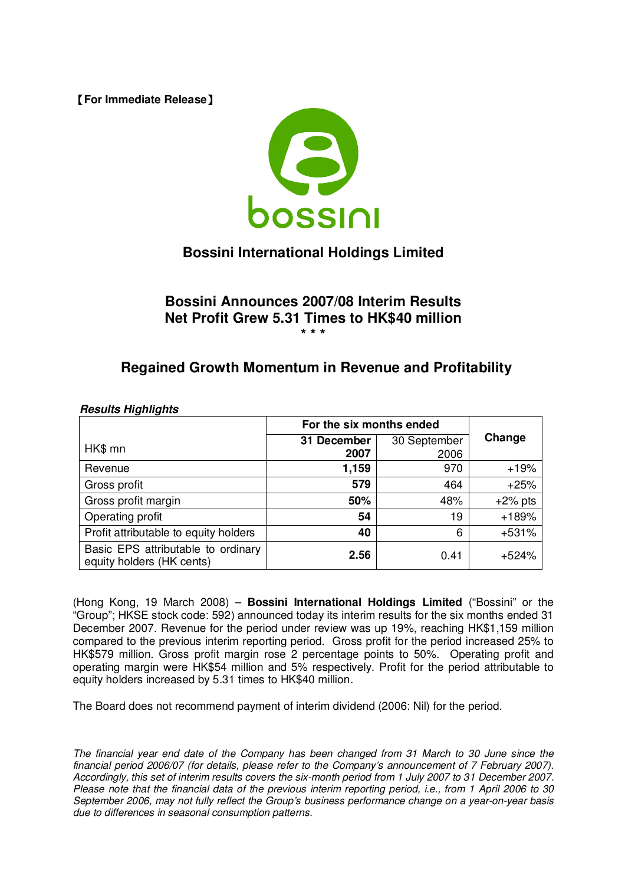【For Immediate Release】

bossini

# Bossini International Holdings Limited

## Bossini Announces 2007/08 Interim Results
## Net Profit Grew 5.31 Times to HK$40 million

\* \* \*

## Regained Growth Momentum in Revenue and Profitability

***Results Highlights***

| HK$ mn | For the six months ended | | Change |
|---|---|---|---|
| | **31 December 2007** | 30 September 2006 | |
| Revenue | **1,159** | 970 | +19% |
| Gross profit | **579** | 464 | +25% |
| Gross profit margin | **50%** | 48% | +2% pts |
| Operating profit | **54** | 19 | +189% |
| Profit attributable to equity holders | **40** | 6 | +531% |
| Basic EPS attributable to ordinary equity holders (HK cents) | **2.56** | 0.41 | +524% |

(Hong Kong, 19 March 2008) – **Bossini International Holdings Limited** ("Bossini" or the "Group"; HKSE stock code: 592) announced today its interim results for the six months ended 31 December 2007. Revenue for the period under review was up 19%, reaching HK$1,159 million compared to the previous interim reporting period. Gross profit for the period increased 25% to HK$579 million. Gross profit margin rose 2 percentage points to 50%. Operating profit and operating margin were HK$54 million and 5% respectively. Profit for the period attributable to equity holders increased by 5.31 times to HK$40 million.

The Board does not recommend payment of interim dividend (2006: Nil) for the period.

*The financial year end date of the Company has been changed from 31 March to 30 June since the financial period 2006/07 (for details, please refer to the Company's announcement of 7 February 2007). Accordingly, this set of interim results covers the six-month period from 1 July 2007 to 31 December 2007. Please note that the financial data of the previous interim reporting period, i.e., from 1 April 2006 to 30 September 2006, may not fully reflect the Group's business performance change on a year-on-year basis due to differences in seasonal consumption patterns.*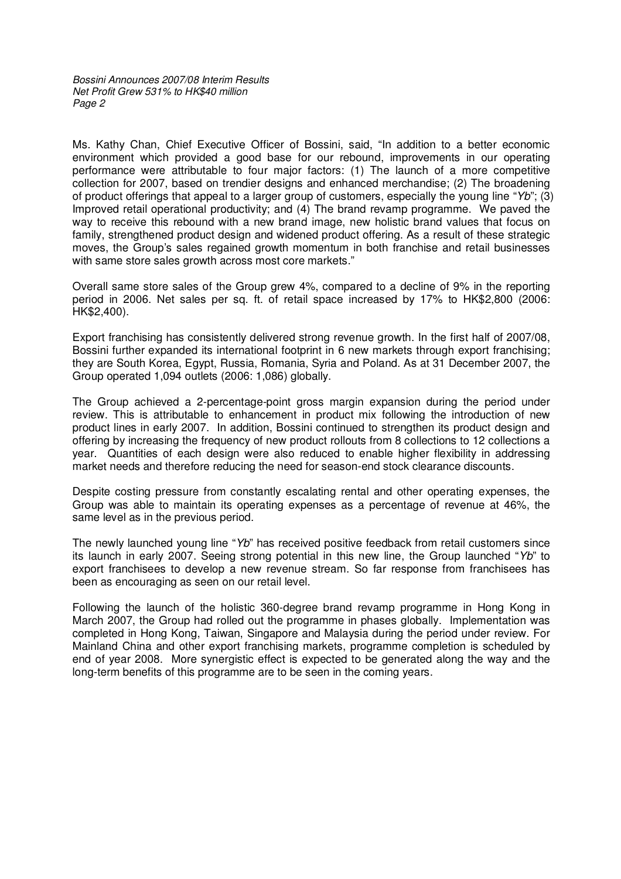Ms. Kathy Chan, Chief Executive Officer of Bossini, said, "In addition to a better economic environment which provided a good base for our rebound, improvements in our operating performance were attributable to four major factors: (1) The launch of a more competitive collection for 2007, based on trendier designs and enhanced merchandise; (2) The broadening of product offerings that appeal to a larger group of customers, especially the young line "*Yb*"; (3) Improved retail operational productivity; and (4) The brand revamp programme. We paved the way to receive this rebound with a new brand image, new holistic brand values that focus on family, strengthened product design and widened product offering. As a result of these strategic moves, the Group's sales regained growth momentum in both franchise and retail businesses with same store sales growth across most core markets."

Overall same store sales of the Group grew 4%, compared to a decline of 9% in the reporting period in 2006. Net sales per sq. ft. of retail space increased by 17% to HK$2,800 (2006: HK$2,400).

Export franchising has consistently delivered strong revenue growth. In the first half of 2007/08, Bossini further expanded its international footprint in 6 new markets through export franchising; they are South Korea, Egypt, Russia, Romania, Syria and Poland. As at 31 December 2007, the Group operated 1,094 outlets (2006: 1,086) globally.

The Group achieved a 2-percentage-point gross margin expansion during the period under review. This is attributable to enhancement in product mix following the introduction of new product lines in early 2007. In addition, Bossini continued to strengthen its product design and offering by increasing the frequency of new product rollouts from 8 collections to 12 collections a year. Quantities of each design were also reduced to enable higher flexibility in addressing market needs and therefore reducing the need for season-end stock clearance discounts.

Despite costing pressure from constantly escalating rental and other operating expenses, the Group was able to maintain its operating expenses as a percentage of revenue at 46%, the same level as in the previous period.

The newly launched young line "*Yb*" has received positive feedback from retail customers since its launch in early 2007. Seeing strong potential in this new line, the Group launched "*Yb*" to export franchisees to develop a new revenue stream. So far response from franchisees has been as encouraging as seen on our retail level.

Following the launch of the holistic 360-degree brand revamp programme in Hong Kong in March 2007, the Group had rolled out the programme in phases globally. Implementation was completed in Hong Kong, Taiwan, Singapore and Malaysia during the period under review. For Mainland China and other export franchising markets, programme completion is scheduled by end of year 2008. More synergistic effect is expected to be generated along the way and the long-term benefits of this programme are to be seen in the coming years.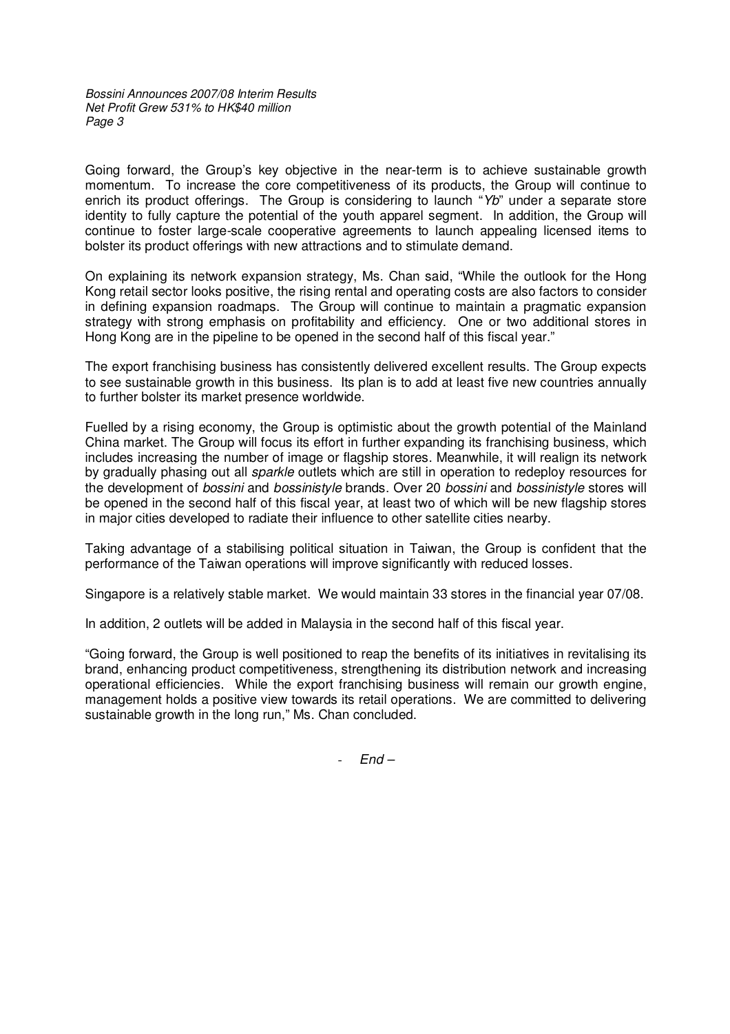Going forward, the Group's key objective in the near-term is to achieve sustainable growth momentum. To increase the core competitiveness of its products, the Group will continue to enrich its product offerings. The Group is considering to launch "*Yb*" under a separate store identity to fully capture the potential of the youth apparel segment. In addition, the Group will continue to foster large-scale cooperative agreements to launch appealing licensed items to bolster its product offerings with new attractions and to stimulate demand.

On explaining its network expansion strategy, Ms. Chan said, "While the outlook for the Hong Kong retail sector looks positive, the rising rental and operating costs are also factors to consider in defining expansion roadmaps. The Group will continue to maintain a pragmatic expansion strategy with strong emphasis on profitability and efficiency. One or two additional stores in Hong Kong are in the pipeline to be opened in the second half of this fiscal year."

The export franchising business has consistently delivered excellent results. The Group expects to see sustainable growth in this business. Its plan is to add at least five new countries annually to further bolster its market presence worldwide.

Fuelled by a rising economy, the Group is optimistic about the growth potential of the Mainland China market. The Group will focus its effort in further expanding its franchising business, which includes increasing the number of image or flagship stores. Meanwhile, it will realign its network by gradually phasing out all *sparkle* outlets which are still in operation to redeploy resources for the development of *bossini* and *bossinistyle* brands. Over 20 *bossini* and *bossinistyle* stores will be opened in the second half of this fiscal year, at least two of which will be new flagship stores in major cities developed to radiate their influence to other satellite cities nearby.

Taking advantage of a stabilising political situation in Taiwan, the Group is confident that the performance of the Taiwan operations will improve significantly with reduced losses.

Singapore is a relatively stable market. We would maintain 33 stores in the financial year 07/08.

In addition, 2 outlets will be added in Malaysia in the second half of this fiscal year.

"Going forward, the Group is well positioned to reap the benefits of its initiatives in revitalising its brand, enhancing product competitiveness, strengthening its distribution network and increasing operational efficiencies. While the export franchising business will remain our growth engine, management holds a positive view towards its retail operations. We are committed to delivering sustainable growth in the long run," Ms. Chan concluded.

- *End* –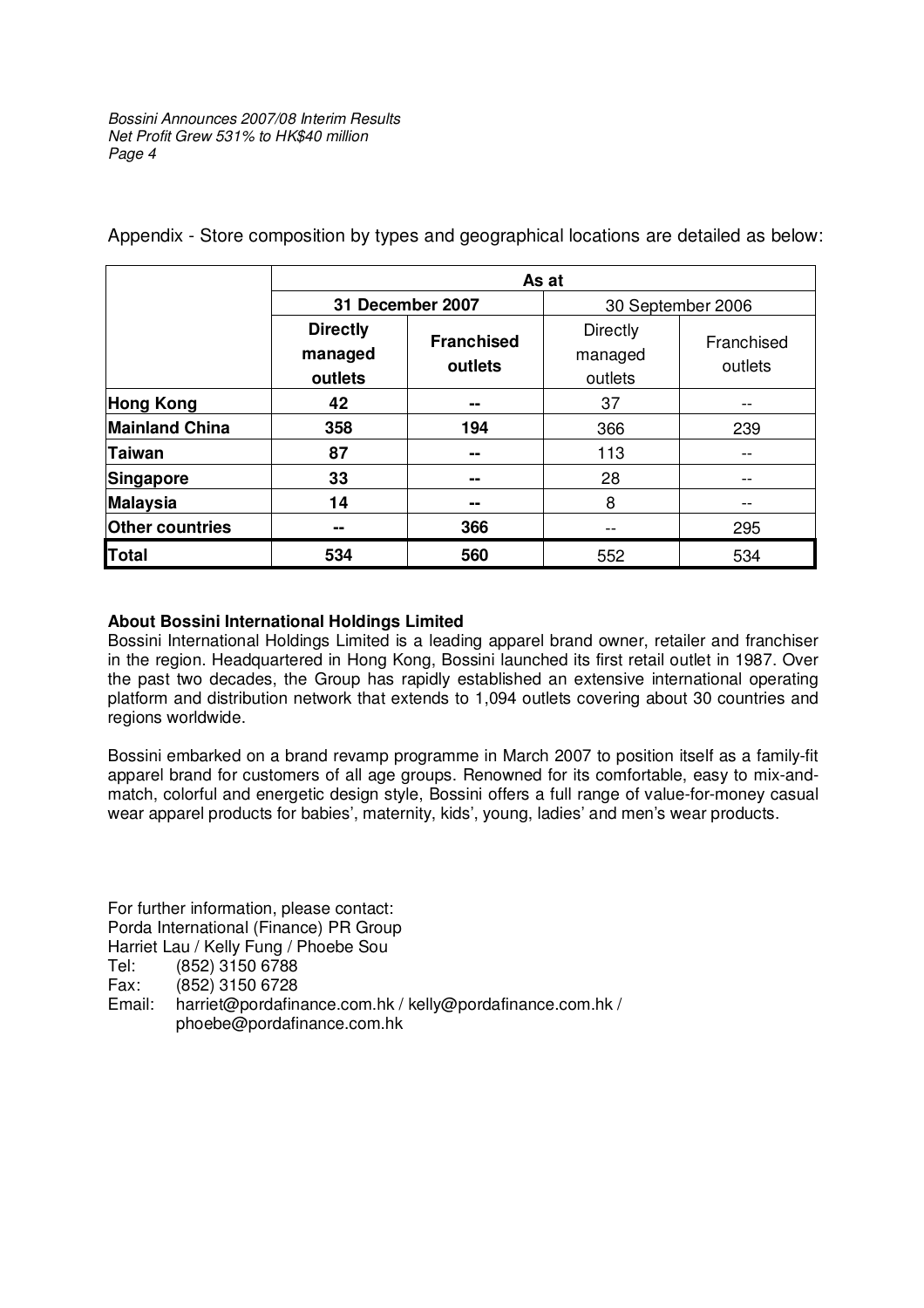Appendix - Store composition by types and geographical locations are detailed as below:

| | As at | | | |
|---|---|---|---|---|
| | **31 December 2007** | | 30 September 2006 | |
| | **Directly managed outlets** | **Franchised outlets** | Directly managed outlets | Franchised outlets |
| **Hong Kong** | **42** | **--** | 37 | -- |
| **Mainland China** | **358** | **194** | 366 | 239 |
| **Taiwan** | **87** | **--** | 113 | -- |
| **Singapore** | **33** | **--** | 28 | -- |
| **Malaysia** | **14** | **--** | 8 | -- |
| **Other countries** | **--** | **366** | -- | 295 |
| **Total** | **534** | **560** | 552 | 534 |

**About Bossini International Holdings Limited**

Bossini International Holdings Limited is a leading apparel brand owner, retailer and franchiser in the region. Headquartered in Hong Kong, Bossini launched its first retail outlet in 1987. Over the past two decades, the Group has rapidly established an extensive international operating platform and distribution network that extends to 1,094 outlets covering about 30 countries and regions worldwide.

Bossini embarked on a brand revamp programme in March 2007 to position itself as a family-fit apparel brand for customers of all age groups. Renowned for its comfortable, easy to mix-and-match, colorful and energetic design style, Bossini offers a full range of value-for-money casual wear apparel products for babies', maternity, kids', young, ladies' and men's wear products.

For further information, please contact:
Porda International (Finance) PR Group
Harriet Lau / Kelly Fung / Phoebe Sou
Tel: (852) 3150 6788
Fax: (852) 3150 6728
Email: harriet@pordafinance.com.hk / kelly@pordafinance.com.hk / phoebe@pordafinance.com.hk